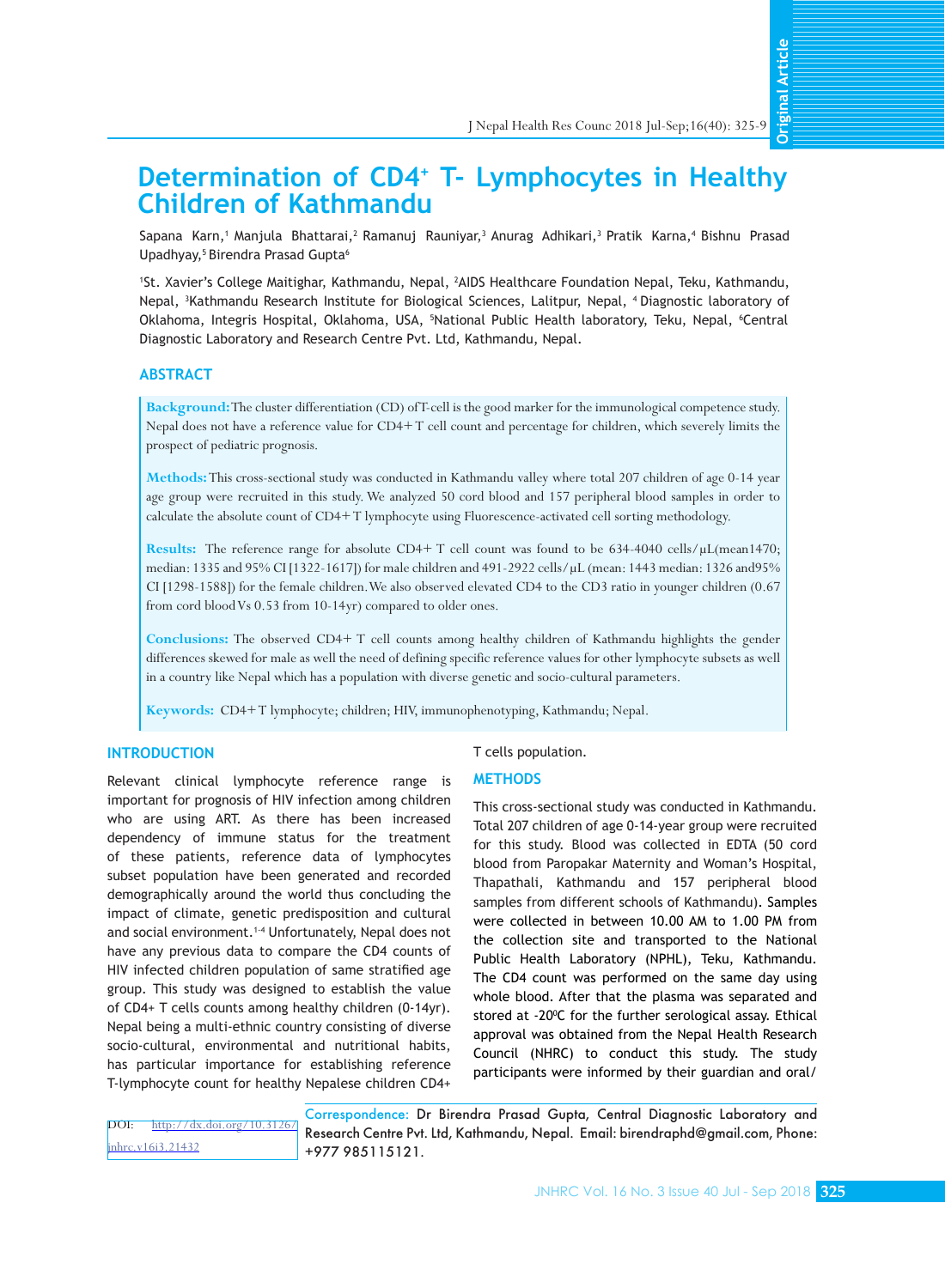# Determination of CD4+ T- Lymphocytes in Healthy Children of Kathmandu

Sapana Karn,[1] Manjula Bhattarai,[2] Ramanuj Rauniyar,[3] Anurag Adhikari,[3] Pratik Karna,[4] Bishnu Prasad Upadhyay,[5] Birendra Prasad Gupta[6]

[1]St. Xavier's College Maitighar, Kathmandu, Nepal, [2]AIDS Healthcare Foundation Nepal, Teku, Kathmandu, Nepal, [3]Kathmandu Research Institute for Biological Sciences, Lalitpur, Nepal, [4]Diagnostic laboratory of Oklahoma, Integris Hospital, Oklahoma, USA, [5]National Public Health laboratory, Teku, Nepal, [6]Central Diagnostic Laboratory and Research Centre Pvt. Ltd, Kathmandu, Nepal.

## ABSTRACT

**Background:** The cluster differentiation (CD) of T-cell is the good marker for the immunological competence study. Nepal does not have a reference value for CD4+T cell count and percentage for children, which severely limits the prospect of pediatric prognosis.

**Methods:** This cross-sectional study was conducted in Kathmandu valley where total 207 children of age 0-14 year age group were recruited in this study. We analyzed 50 cord blood and 157 peripheral blood samples in order to calculate the absolute count of CD4+T lymphocyte using Fluorescence-activated cell sorting methodology.

**Results:** The reference range for absolute CD4+ T cell count was found to be 634-4040 cells/μL(mean1470; median: 1335 and 95% CI [1322-1617]) for male children and 491-2922 cells/μL (mean: 1443 median: 1326 and95% CI [1298-1588]) for the female children. We also observed elevated CD4 to the CD3 ratio in younger children (0.67 from cord blood Vs 0.53 from 10-14yr) compared to older ones.

**Conclusions:** The observed CD4+ T cell counts among healthy children of Kathmandu highlights the gender differences skewed for male as well the need of defining specific reference values for other lymphocyte subsets as well in a country like Nepal which has a population with diverse genetic and socio-cultural parameters.

**Keywords:** CD4+T lymphocyte; children; HIV, immunophenotyping, Kathmandu; Nepal.

## INTRODUCTION

Relevant clinical lymphocyte reference range is important for prognosis of HIV infection among children who are using ART. As there has been increased dependency of immune status for the treatment of these patients, reference data of lymphocytes subset population have been generated and recorded demographically around the world thus concluding the impact of climate, genetic predisposition and cultural and social environment.[1-4] Unfortunately, Nepal does not have any previous data to compare the CD4 counts of HIV infected children population of same stratified age group. This study was designed to establish the value of CD4+ T cells counts among healthy children (0-14yr). Nepal being a multi-ethnic country consisting of diverse socio-cultural, environmental and nutritional habits, has particular importance for establishing reference T-lymphocyte count for healthy Nepalese children CD4+ T cells population.

## METHODS

This cross-sectional study was conducted in Kathmandu. Total 207 children of age 0-14-year age group were recruited for this study. Blood was collected in EDTA (50 cord blood from Paropakar Maternity and Woman's Hospital, Thapathali, Kathmandu and 157 peripheral blood samples from different schools of Kathmandu). Samples were collected in between 10.00 AM to 1.00 PM from the collection site and transported to the National Public Health Laboratory (NPHL), Teku, Kathmandu. The CD4 count was performed on the same day using whole blood. After that the plasma was separated and stored at -20⁰C for the further serological assay. Ethical approval was obtained from the Nepal Health Research Council (NHRC) to conduct this study. The study participants were informed by their guardian and oral/

DOI: http://dx.doi.org/10.31267/jnhrc.v16i3.21432

Correspondence: Dr Birendra Prasad Gupta, Central Diagnostic Laboratory and Research Centre Pvt. Ltd, Kathmandu, Nepal. Email: birendraphd@gmail.com, Phone: +977 985115121.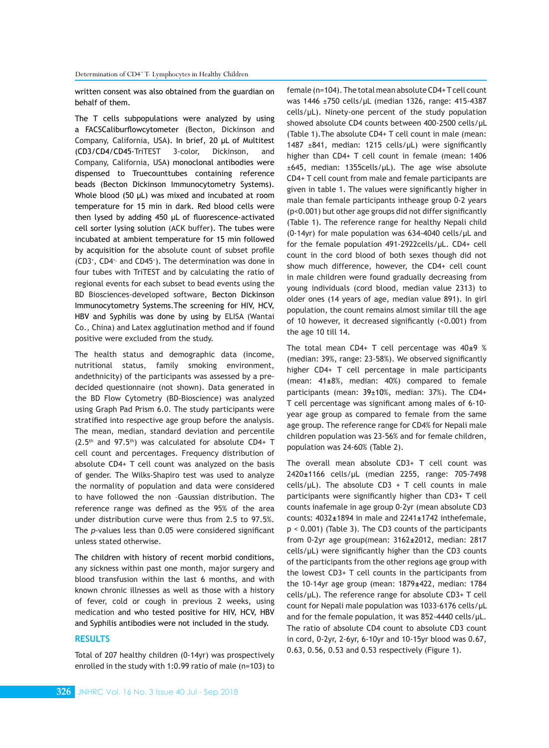written consent was also obtained from the guardian on behalf of them.

The T cells subpopulations were analyzed by using a FACSCaliburflowcytometer (Becton, Dickinson and Company, California, USA). In brief, 20 μL of Multitest (CD3/CD4/CD45-TriTEST 3-color, Dickinson, and Company, California, USA) monoclonal antibodies were dispensed to Truecounttubes containing reference beads (Becton Dickinson Immunocytometry Systems). Whole blood (50 μL) was mixed and incubated at room temperature for 15 min in dark. Red blood cells were then lysed by adding 450 μL of fluorescence-activated cell sorter lysing solution (ACK buffer). The tubes were incubated at ambient temperature for 15 min followed by acquisition for the absolute count of subset profile ($CD3^+$, $CD4^+$, and $CD45^+$). The determination was done in four tubes with TriTEST and by calculating the ratio of regional events for each subset to bead events using the BD Biosciences-developed software, Becton Dickinson Immunocytometry Systems.The screening for HIV, HCV, HBV and Syphilis was done by using by ELISA (Wantai Co., China) and Latex agglutination method and if found positive were excluded from the study.

The health status and demographic data (income, nutritional status, family smoking environment, andethnicity) of the participants was assessed by a pre-decided questionnaire (not shown). Data generated in the BD Flow Cytometry (BD-Bioscience) was analyzed using Graph Pad Prism 6.0. The study participants were stratified into respective age group before the analysis. The mean, median, standard deviation and percentile ($2.5^{th}$ and $97.5^{th}$) was calculated for absolute CD4+ T cell count and percentages. Frequency distribution of absolute CD4+ T cell count was analyzed on the basis of gender. The Wilks-Shapiro test was used to analyze the normality of population and data were considered to have followed the non –Gaussian distribution. The reference range was defined as the 95% of the area under distribution curve were thus from 2.5 to 97.5%. The *p*-values less than 0.05 were considered significant unless stated otherwise.

The children with history of recent morbid conditions, any sickness within past one month, major surgery and blood transfusion within the last 6 months, and with known chronic illnesses as well as those with a history of fever, cold or cough in previous 2 weeks, using medication and who tested positive for HIV, HCV, HBV and Syphilis antibodies were not included in the study.

## RESULTS

Total of 207 healthy children (0-14yr) was prospectively enrolled in the study with 1:0.99 ratio of male (n=103) to female (n=104). The total mean absolute CD4+ T cell count was 1446 ±750 cells/μL (median 1326, range: 415-4387 cells/μL). Ninety-one percent of the study population showed absolute CD4 counts between 400-2500 cells/μL (Table 1).The absolute CD4+ T cell count in male (mean: 1487 ±841, median: 1215 cells/μL) were significantly higher than CD4+ T cell count in female (mean: 1406 ±645, median: 1355cells/μL). The age wise absolute CD4+ T cell count from male and female participants are given in table 1. The values were significantly higher in male than female participants intheage group 0-2 years ($p<0.001$) but other age groups did not differ significantly (Table 1). The reference range for healthy Nepali child (0-14yr) for male population was 634-4040 cells/μL and for the female population 491-2922cells/μL. CD4+ cell count in the cord blood of both sexes though did not show much difference, however, the CD4+ cell count in male children were found gradually decreasing from young individuals (cord blood, median value 2313) to older ones (14 years of age, median value 891). In girl population, the count remains almost similar till the age of 10 however, it decreased significantly (<0.001) from the age 10 till 14.

The total mean CD4+ T cell percentage was 40±9 % (median: 39%, range: 23-58%). We observed significantly higher CD4+ T cell percentage in male participants (mean: 41±8%, median: 40%) compared to female participants (mean: 39±10%, median: 37%). The CD4+ T cell percentage was significant among males of 6-10-year age group as compared to female from the same age group. The reference range for CD4% for Nepali male children population was 23-56% and for female children, population was 24-60% (Table 2).

The overall mean absolute CD3+ T cell count was 2420±1166 cells/μL (median 2255, range: 705-7498 cells/μL). The absolute CD3 + T cell counts in male participants were significantly higher than CD3+ T cell counts inafemale in age group 0-2yr (mean absolute CD3 counts: 4032±1894 in male and 2241±1742 inthefemale, $p < 0.001$) (Table 3). The CD3 counts of the participants from 0-2yr age group(mean: 3162±2012, median: 2817 cells/μL) were significantly higher than the CD3 counts of the participants from the other regions age group with the lowest CD3+ T cell counts in the participants from the 10-14yr age group (mean: 1879±422, median: 1784 cells/μL). The reference range for absolute CD3+ T cell count for Nepali male population was 1033-6176 cells/μL and for the female population, it was 852-4440 cells/μL. The ratio of absolute CD4 count to absolute CD3 count in cord, 0-2yr, 2-6yr, 6-10yr and 10-15yr blood was 0.67, 0.63, 0.56, 0.53 and 0.53 respectively (Figure 1).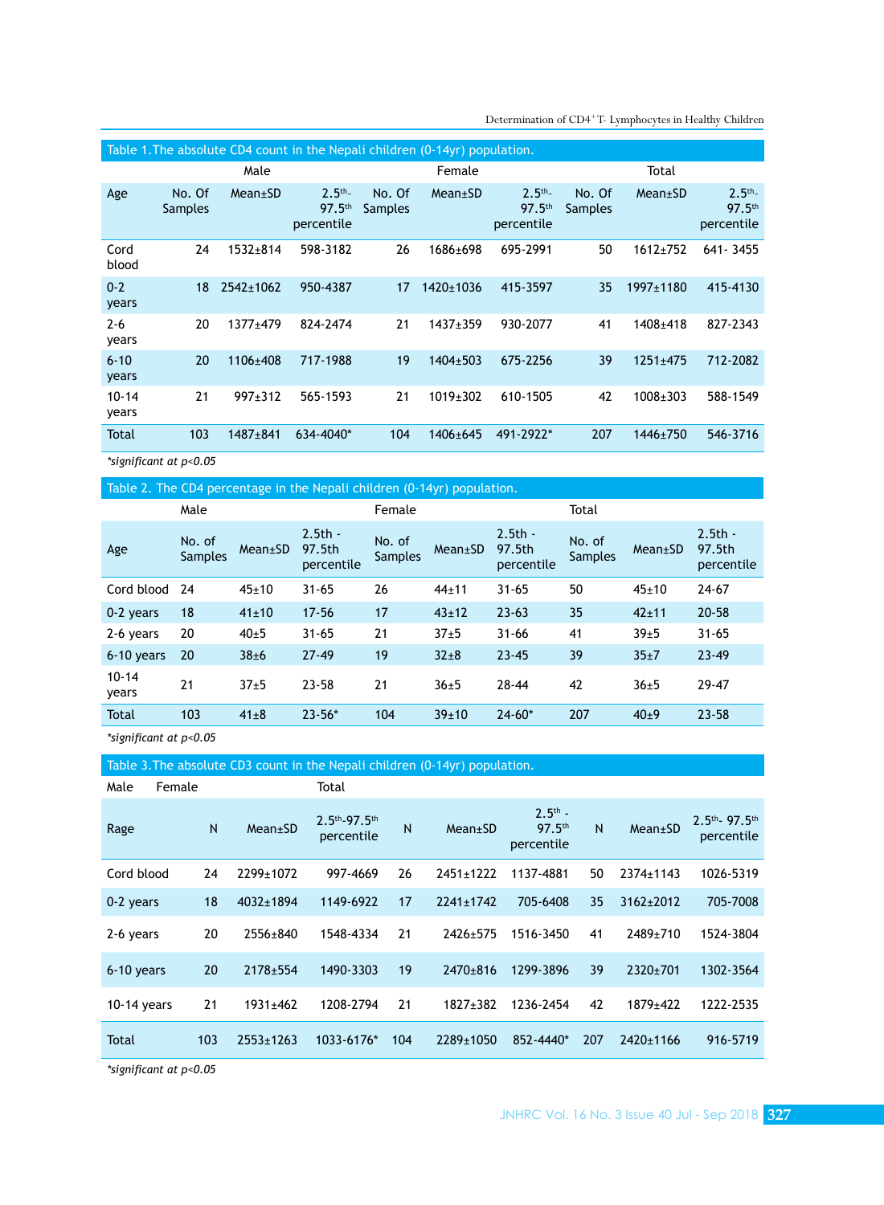Table 1.The absolute CD4 count in the Nepali children (0-14yr) population.

| | Male | | | Female | | | Total | | |
|---|---|---|---|---|---|---|---|---|---|
| Age | No. Of Samples | Mean±SD | 2.5th-97.5th percentile | No. Of Samples | Mean±SD | 2.5th-97.5th percentile | No. Of Samples | Mean±SD | 2.5th-97.5th percentile |
| Cord blood | 24 | 1532±814 | 598-3182 | 26 | 1686±698 | 695-2991 | 50 | 1612±752 | 641- 3455 |
| 0-2 years | 18 | 2542±1062 | 950-4387 | 17 | 1420±1036 | 415-3597 | 35 | 1997±1180 | 415-4130 |
| 2-6 years | 20 | 1377±479 | 824-2474 | 21 | 1437±359 | 930-2077 | 41 | 1408±418 | 827-2343 |
| 6-10 years | 20 | 1106±408 | 717-1988 | 19 | 1404±503 | 675-2256 | 39 | 1251±475 | 712-2082 |
| 10-14 years | 21 | 997±312 | 565-1593 | 21 | 1019±302 | 610-1505 | 42 | 1008±303 | 588-1549 |
| Total | 103 | 1487±841 | 634-4040* | 104 | 1406±645 | 491-2922* | 207 | 1446±750 | 546-3716 |

*significant at $p<0.05$

Table 2. The CD4 percentage in the Nepali children (0-14yr) population.

| | Male | | | Female | | | Total | | |
|---|---|---|---|---|---|---|---|---|---|
| Age | No. of Samples | Mean±SD | 2.5th - 97.5th percentile | No. of Samples | Mean±SD | 2.5th - 97.5th percentile | No. of Samples | Mean±SD | 2.5th - 97.5th percentile |
| Cord blood | 24 | 45±10 | 31-65 | 26 | 44±11 | 31-65 | 50 | 45±10 | 24-67 |
| 0-2 years | 18 | 41±10 | 17-56 | 17 | 43±12 | 23-63 | 35 | 42±11 | 20-58 |
| 2-6 years | 20 | 40±5 | 31-65 | 21 | 37±5 | 31-66 | 41 | 39±5 | 31-65 |
| 6-10 years | 20 | 38±6 | 27-49 | 19 | 32±8 | 23-45 | 39 | 35±7 | 23-49 |
| 10-14 years | 21 | 37±5 | 23-58 | 21 | 36±5 | 28-44 | 42 | 36±5 | 29-47 |
| Total | 103 | 41±8 | 23-56* | 104 | 39±10 | 24-60* | 207 | 40±9 | 23-58 |

*significant at $p<0.05$

Table 3.The absolute CD3 count in the Nepali children (0-14yr) population.

| | Male | | | Female | | | Total | | |
|---|---|---|---|---|---|---|---|---|---|
| Rage | N | Mean±SD | 2.5th-97.5th percentile | N | Mean±SD | 2.5th - 97.5th percentile | N | Mean±SD | 2.5th- 97.5th percentile |
| Cord blood | 24 | 2299±1072 | 997-4669 | 26 | 2451±1222 | 1137-4881 | 50 | 2374±1143 | 1026-5319 |
| 0-2 years | 18 | 4032±1894 | 1149-6922 | 17 | 2241±1742 | 705-6408 | 35 | 3162±2012 | 705-7008 |
| 2-6 years | 20 | 2556±840 | 1548-4334 | 21 | 2426±575 | 1516-3450 | 41 | 2489±710 | 1524-3804 |
| 6-10 years | 20 | 2178±554 | 1490-3303 | 19 | 2470±816 | 1299-3896 | 39 | 2320±701 | 1302-3564 |
| 10-14 years | 21 | 1931±462 | 1208-2794 | 21 | 1827±382 | 1236-2454 | 42 | 1879±422 | 1222-2535 |
| Total | 103 | 2553±1263 | 1033-6176* | 104 | 2289±1050 | 852-4440* | 207 | 2420±1166 | 916-5719 |

*significant at $p<0.05$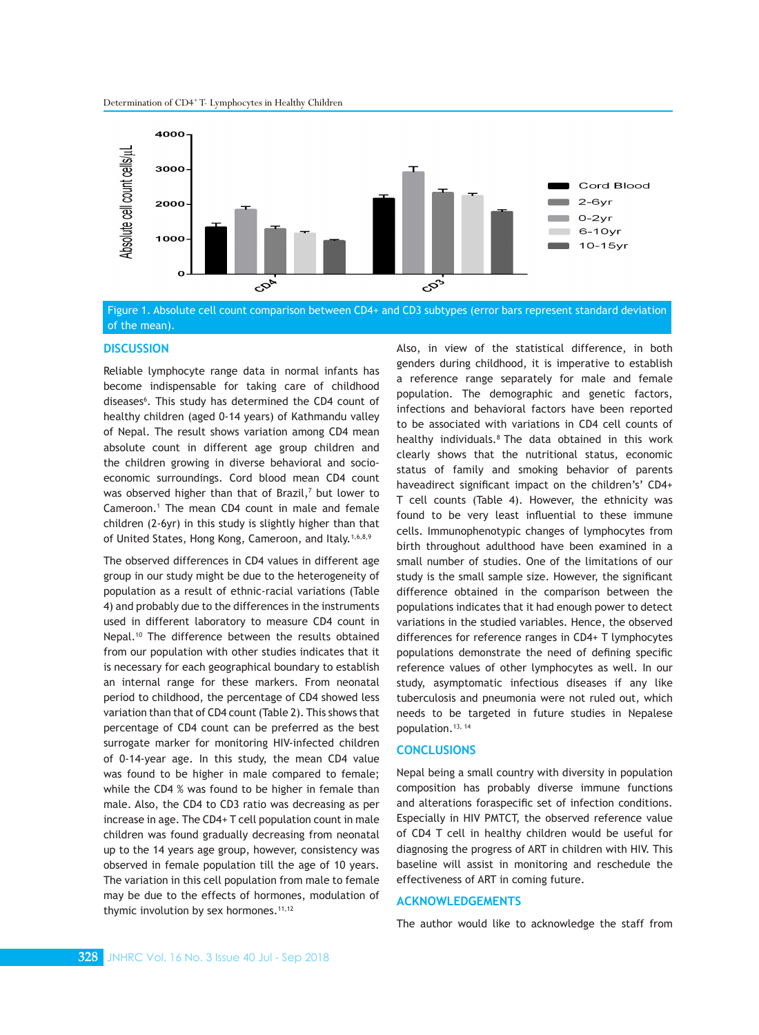Figure 1. Absolute cell count comparison between CD4+ and CD3 subtypes (error bars represent standard deviation of the mean).

## DISCUSSION

Reliable lymphocyte range data in normal infants has become indispensable for taking care of childhood diseases[6]. This study has determined the CD4 count of healthy children (aged 0-14 years) of Kathmandu valley of Nepal. The result shows variation among CD4 mean absolute count in different age group children and the children growing in diverse behavioral and socio-economic surroundings. Cord blood mean CD4 count was observed higher than that of Brazil,[7] but lower to Cameroon.[1] The mean CD4 count in male and female children (2-6yr) in this study is slightly higher than that of United States, Hong Kong, Cameroon, and Italy.[1,6,8,9]

The observed differences in CD4 values in different age group in our study might be due to the heterogeneity of population as a result of ethnic-racial variations (Table 4) and probably due to the differences in the instruments used in different laboratory to measure CD4 count in Nepal.[10] The difference between the results obtained from our population with other studies indicates that it is necessary for each geographical boundary to establish an internal range for these markers. From neonatal period to childhood, the percentage of CD4 showed less variation than that of CD4 count (Table 2). This shows that percentage of CD4 count can be preferred as the best surrogate marker for monitoring HIV-infected children of 0-14-year age. In this study, the mean CD4 value was found to be higher in male compared to female; while the CD4 % was found to be higher in female than male. Also, the CD4 to CD3 ratio was decreasing as per increase in age. The CD4+ T cell population count in male children was found gradually decreasing from neonatal up to the 14 years age group, however, consistency was observed in female population till the age of 10 years. The variation in this cell population from male to female may be due to the effects of hormones, modulation of thymic involution by sex hormones.[11,12]

Also, in view of the statistical difference, in both genders during childhood, it is imperative to establish a reference range separately for male and female population. The demographic and genetic factors, infections and behavioral factors have been reported to be associated with variations in CD4 cell counts of healthy individuals.[8] The data obtained in this work clearly shows that the nutritional status, economic status of family and smoking behavior of parents haveadirect significant impact on the children's' CD4+ T cell counts (Table 4). However, the ethnicity was found to be very least influential to these immune cells. Immunophenotypic changes of lymphocytes from birth throughout adulthood have been examined in a small number of studies. One of the limitations of our study is the small sample size. However, the significant difference obtained in the comparison between the populations indicates that it had enough power to detect variations in the studied variables. Hence, the observed differences for reference ranges in CD4+ T lymphocytes populations demonstrate the need of defining specific reference values of other lymphocytes as well. In our study, asymptomatic infectious diseases if any like tuberculosis and pneumonia were not ruled out, which needs to be targeted in future studies in Nepalese population.[13,14]

## CONCLUSIONS

Nepal being a small country with diversity in population composition has probably diverse immune functions and alterations foraspecific set of infection conditions. Especially in HIV PMTCT, the observed reference value of CD4 T cell in healthy children would be useful for diagnosing the progress of ART in children with HIV. This baseline will assist in monitoring and reschedule the effectiveness of ART in coming future.

## ACKNOWLEDGEMENTS

The author would like to acknowledge the staff from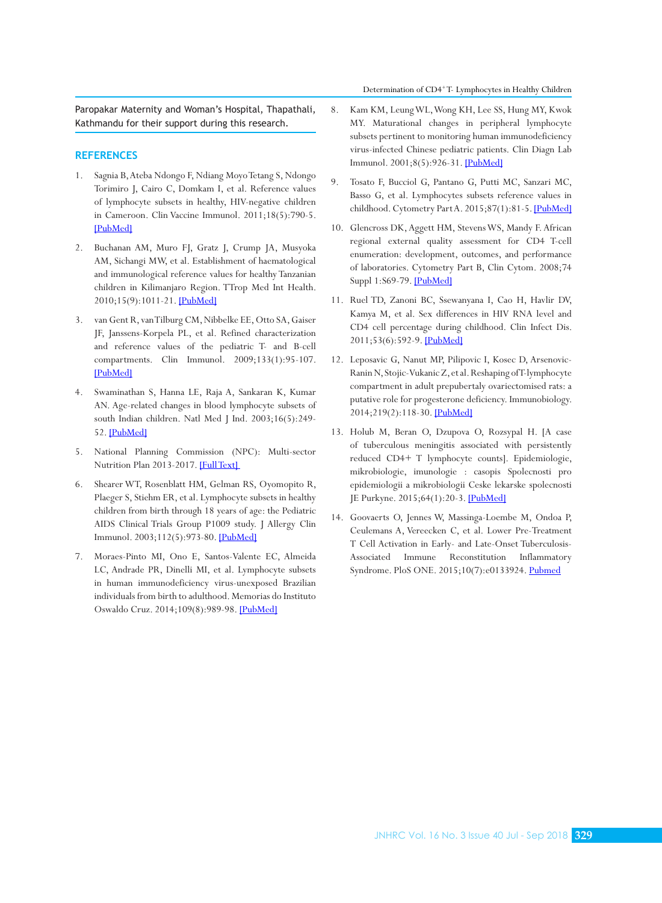Paropakar Maternity and Woman's Hospital, Thapathali, Kathmandu for their support during this research.

## REFERENCES

1. Sagnia B, Ateba Ndongo F, Ndiang Moyo Tetang S, Ndongo Torimiro J, Cairo C, Domkam I, et al. Reference values of lymphocyte subsets in healthy, HIV-negative children in Cameroon. Clin Vaccine Immunol. 2011;18(5):790-5. [PubMed]

2. Buchanan AM, Muro FJ, Gratz J, Crump JA, Musyoka AM, Sichangi MW, et al. Establishment of haematological and immunological reference values for healthy Tanzanian children in Kilimanjaro Region. TTrop Med Int Health. 2010;15(9):1011-21. [PubMed]

3. van Gent R, van Tilburg CM, Nibbelke EE, Otto SA, Gaiser JF, Janssens-Korpela PL, et al. Refined characterization and reference values of the pediatric T- and B-cell compartments. Clin Immunol. 2009;133(1):95-107. [PubMed]

4. Swaminathan S, Hanna LE, Raja A, Sankaran K, Kumar AN. Age-related changes in blood lymphocyte subsets of south Indian children. Natl Med J Ind. 2003;16(5):249-52. [PubMed]

5. National Planning Commission (NPC): Multi-sector Nutrition Plan 2013-2017. [Full Text]

6. Shearer WT, Rosenblatt HM, Gelman RS, Oyomopito R, Plaeger S, Stiehm ER, et al. Lymphocyte subsets in healthy children from birth through 18 years of age: the Pediatric AIDS Clinical Trials Group P1009 study. J Allergy Clin Immunol. 2003;112(5):973-80. [PubMed]

7. Moraes-Pinto MI, Ono E, Santos-Valente EC, Almeida LC, Andrade PR, Dinelli MI, et al. Lymphocyte subsets in human immunodeficiency virus-unexposed Brazilian individuals from birth to adulthood. Memorias do Instituto Oswaldo Cruz. 2014;109(8):989-98. [PubMed]

8. Kam KM, Leung WL, Wong KH, Lee SS, Hung MY, Kwok MY. Maturational changes in peripheral lymphocyte subsets pertinent to monitoring human immunodeficiency virus-infected Chinese pediatric patients. Clin Diagn Lab Immunol. 2001;8(5):926-31. [PubMed]

9. Tosato F, Bucciol G, Pantano G, Putti MC, Sanzari MC, Basso G, et al. Lymphocytes subsets reference values in childhood. Cytometry Part A. 2015;87(1):81-5. [PubMed]

10. Glencross DK, Aggett HM, Stevens WS, Mandy F. African regional external quality assessment for CD4 T-cell enumeration: development, outcomes, and performance of laboratories. Cytometry Part B, Clin Cytom. 2008;74 Suppl 1:S69-79. [PubMed]

11. Ruel TD, Zanoni BC, Ssewanyana I, Cao H, Havlir DV, Kamya M, et al. Sex differences in HIV RNA level and CD4 cell percentage during childhood. Clin Infect Dis. 2011;53(6):592-9. [PubMed]

12. Leposavic G, Nanut MP, Pilipovic I, Kosec D, Arsenovic-Ranin N, Stojic-Vukanic Z, et al. Reshaping of T-lymphocyte compartment in adult prepubertaly ovariectomised rats: a putative role for progesterone deficiency. Immunobiology. 2014;219(2):118-30. [PubMed]

13. Holub M, Beran O, Dzupova O, Rozsypal H. [A case of tuberculous meningitis associated with persistently reduced CD4+ T lymphocyte counts]. Epidemiologie, mikrobiologie, imunologie : casopis Spolecnosti pro epidemiologii a mikrobiologii Ceske lekarske spolecnosti JE Purkyne. 2015;64(1):20-3. [PubMed]

14. Goovaerts O, Jennes W, Massinga-Loembe M, Ondoa P, Ceulemans A, Vereecken C, et al. Lower Pre-Treatment T Cell Activation in Early- and Late-Onset Tuberculosis-Associated Immune Reconstitution Inflammatory Syndrome. PloS ONE. 2015;10(7):e0133924. Pubmed